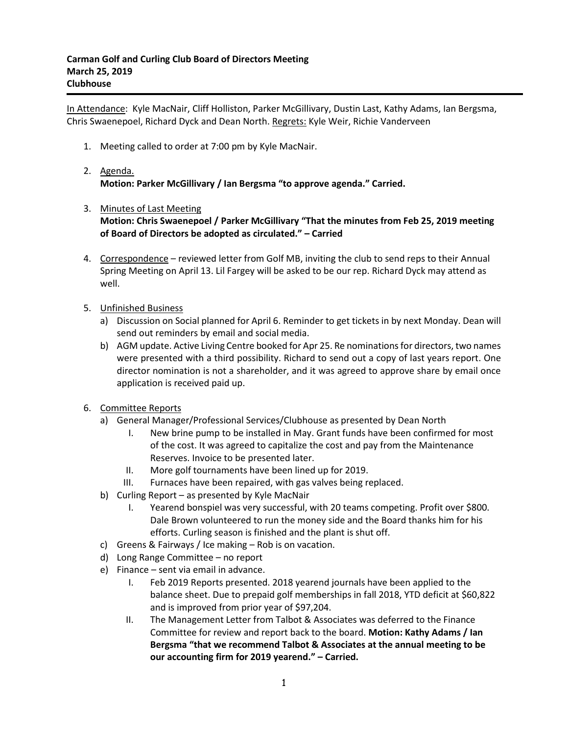**Carman Golf and Curling Club Board of Directors Meeting**
**March 25, 2019**
**Clubhouse**

---

<u>In Attendance</u>: Kyle MacNair, Cliff Holliston, Parker McGillivary, Dustin Last, Kathy Adams, Ian Bergsma, Chris Swaenepoel, Richard Dyck and Dean North. <u>Regrets:</u> Kyle Weir, Richie Vanderveen

1. Meeting called to order at 7:00 pm by Kyle MacNair.

2. <u>Agenda.</u>
   **Motion: Parker McGillivary / Ian Bergsma "to approve agenda." Carried.**

3. <u>Minutes of Last Meeting</u>
   **Motion: Chris Swaenepoel / Parker McGillivary "That the minutes from Feb 25, 2019 meeting of Board of Directors be adopted as circulated." – Carried**

4. <u>Correspondence</u> – reviewed letter from Golf MB, inviting the club to send reps to their Annual Spring Meeting on April 13. Lil Fargey will be asked to be our rep. Richard Dyck may attend as well.

5. <u>Unfinished Business</u>
   a) Discussion on Social planned for April 6. Reminder to get tickets in by next Monday. Dean will send out reminders by email and social media.
   b) AGM update. Active Living Centre booked for Apr 25. Re nominations for directors, two names were presented with a third possibility. Richard to send out a copy of last years report. One director nomination is not a shareholder, and it was agreed to approve share by email once application is received paid up.

6. <u>Committee Reports</u>
   a) General Manager/Professional Services/Clubhouse as presented by Dean North
      I. New brine pump to be installed in May. Grant funds have been confirmed for most of the cost. It was agreed to capitalize the cost and pay from the Maintenance Reserves. Invoice to be presented later.
      II. More golf tournaments have been lined up for 2019.
      III. Furnaces have been repaired, with gas valves being replaced.
   b) Curling Report – as presented by Kyle MacNair
      I. Yearend bonspiel was very successful, with 20 teams competing. Profit over $800. Dale Brown volunteered to run the money side and the Board thanks him for his efforts. Curling season is finished and the plant is shut off.
   c) Greens & Fairways / Ice making – Rob is on vacation.
   d) Long Range Committee – no report
   e) Finance – sent via email in advance.
      I. Feb 2019 Reports presented. 2018 yearend journals have been applied to the balance sheet. Due to prepaid golf memberships in fall 2018, YTD deficit at $60,822 and is improved from prior year of $97,204.
      II. The Management Letter from Talbot & Associates was deferred to the Finance Committee for review and report back to the board. **Motion: Kathy Adams / Ian Bergsma "that we recommend Talbot & Associates at the annual meeting to be our accounting firm for 2019 yearend." – Carried.**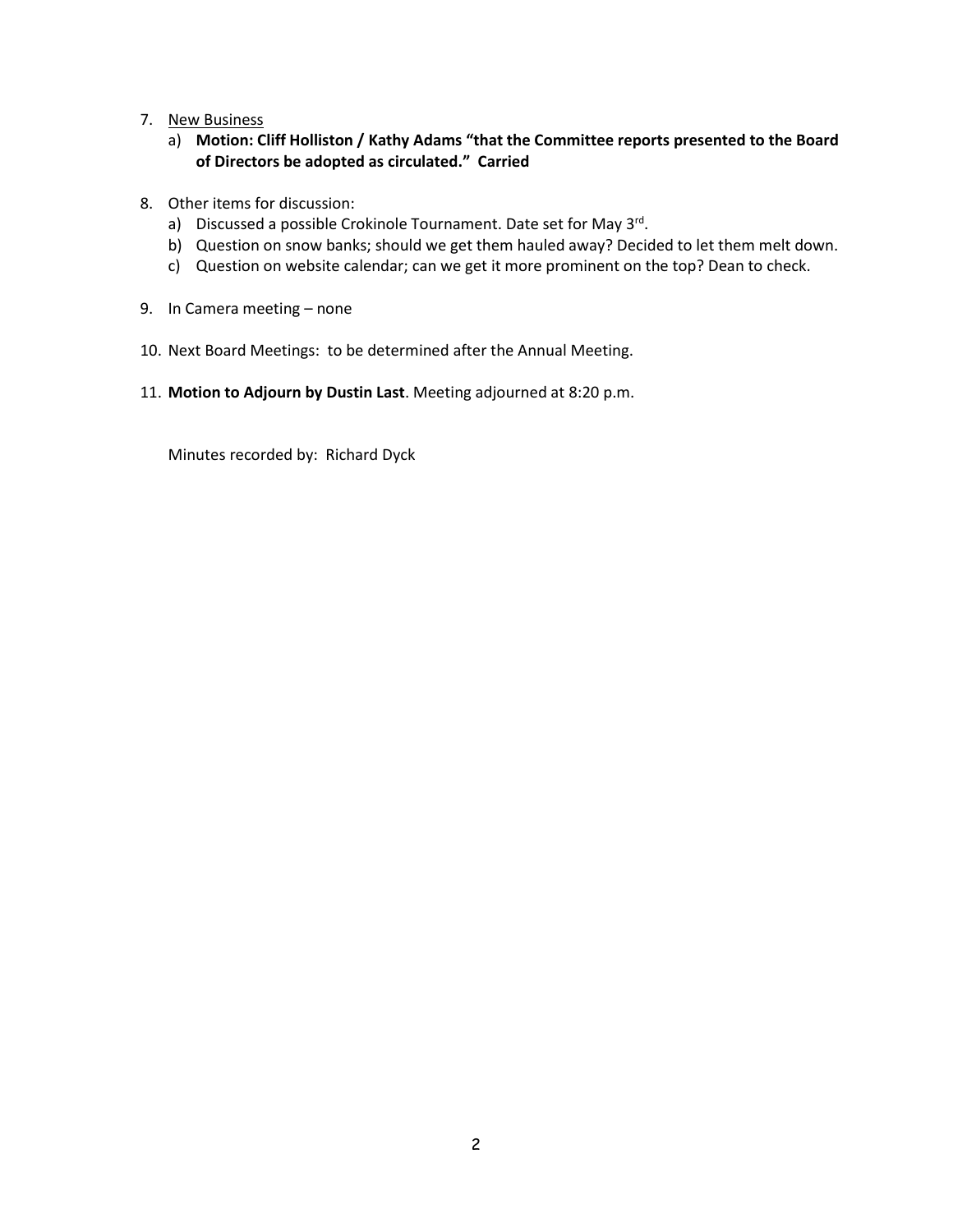7. <u>New Business</u>
   a) **Motion: Cliff Holliston / Kathy Adams "that the Committee reports presented to the Board of Directors be adopted as circulated." Carried**

8. Other items for discussion:
   a) Discussed a possible Crokinole Tournament. Date set for May 3rd.
   b) Question on snow banks; should we get them hauled away? Decided to let them melt down.
   c) Question on website calendar; can we get it more prominent on the top? Dean to check.

9. In Camera meeting – none

10. Next Board Meetings: to be determined after the Annual Meeting.

11. **Motion to Adjourn by Dustin Last**. Meeting adjourned at 8:20 p.m.

Minutes recorded by: Richard Dyck